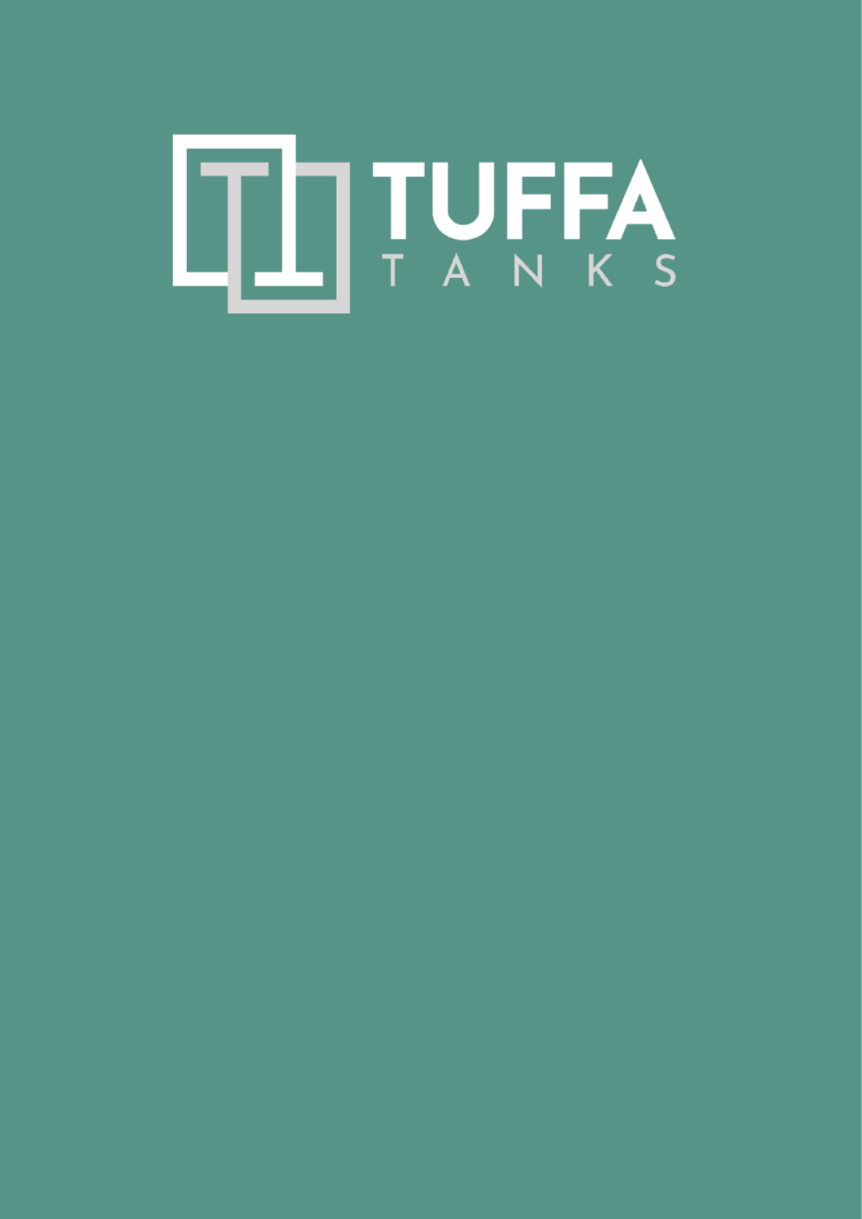# TUFFA

TANKS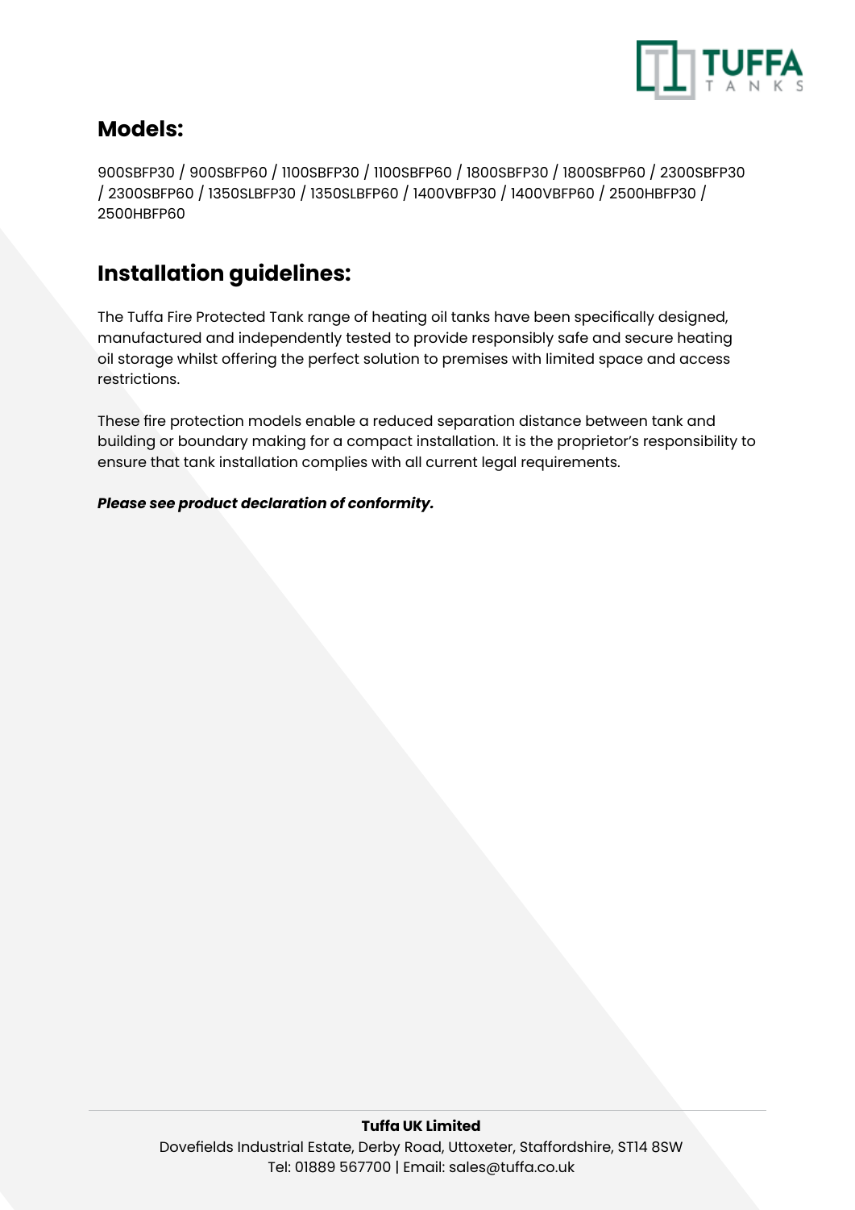## Models:

900SBFP30 / 900SBFP60 / 1100SBFP30 / 1100SBFP60 / 1800SBFP30 / 1800SBFP60 / 2300SBFP30 / 2300SBFP60 / 1350SLBFP30 / 1350SLBFP60 / 1400VBFP30 / 1400VBFP60 / 2500HBFP30 / 2500HBFP60

## Installation guidelines:

The Tuffa Fire Protected Tank range of heating oil tanks have been specifically designed, manufactured and independently tested to provide responsibly safe and secure heating oil storage whilst offering the perfect solution to premises with limited space and access restrictions.

These fire protection models enable a reduced separation distance between tank and building or boundary making for a compact installation. It is the proprietor's responsibility to ensure that tank installation complies with all current legal requirements.

***Please see product declaration of conformity.***

**Tuffa UK Limited**
Dovefields Industrial Estate, Derby Road, Uttoxeter, Staffordshire, ST14 8SW
Tel: 01889 567700 | Email: sales@tuffa.co.uk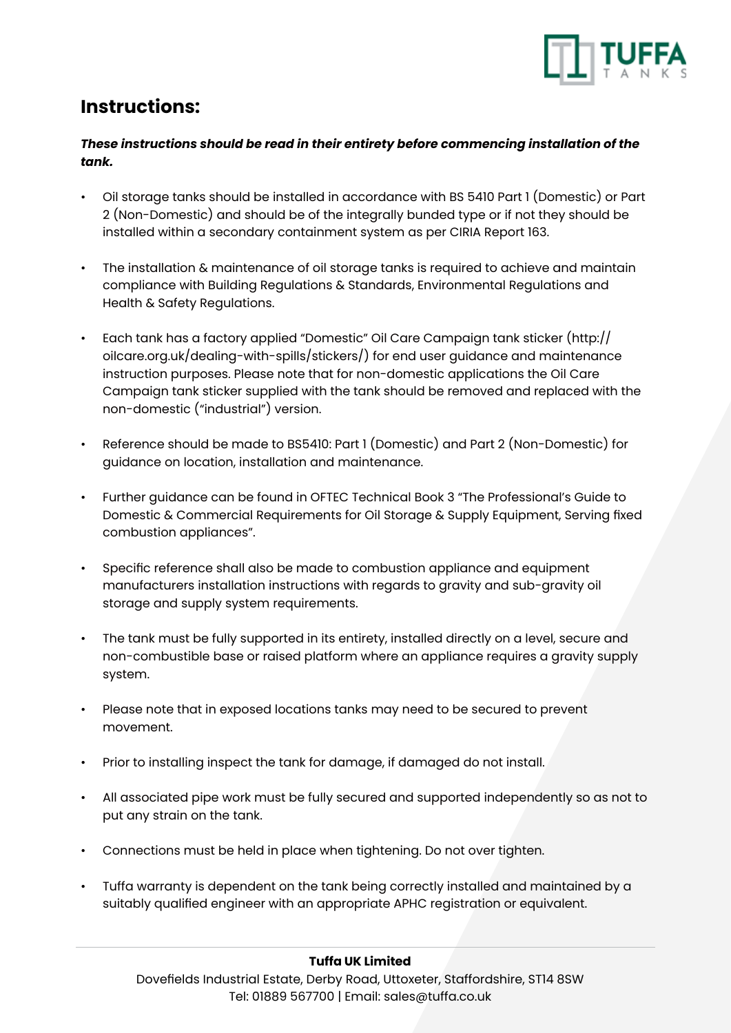# Instructions:

***These instructions should be read in their entirety before commencing installation of the tank.***

- Oil storage tanks should be installed in accordance with BS 5410 Part 1 (Domestic) or Part 2 (Non-Domestic) and should be of the integrally bunded type or if not they should be installed within a secondary containment system as per CIRIA Report 163.
- The installation & maintenance of oil storage tanks is required to achieve and maintain compliance with Building Regulations & Standards, Environmental Regulations and Health & Safety Regulations.
- Each tank has a factory applied "Domestic" Oil Care Campaign tank sticker (http://oilcare.org.uk/dealing-with-spills/stickers/) for end user guidance and maintenance instruction purposes. Please note that for non-domestic applications the Oil Care Campaign tank sticker supplied with the tank should be removed and replaced with the non-domestic ("industrial") version.
- Reference should be made to BS5410: Part 1 (Domestic) and Part 2 (Non-Domestic) for guidance on location, installation and maintenance.
- Further guidance can be found in OFTEC Technical Book 3 "The Professional's Guide to Domestic & Commercial Requirements for Oil Storage & Supply Equipment, Serving fixed combustion appliances".
- Specific reference shall also be made to combustion appliance and equipment manufacturers installation instructions with regards to gravity and sub-gravity oil storage and supply system requirements.
- The tank must be fully supported in its entirety, installed directly on a level, secure and non-combustible base or raised platform where an appliance requires a gravity supply system.
- Please note that in exposed locations tanks may need to be secured to prevent movement.
- Prior to installing inspect the tank for damage, if damaged do not install.
- All associated pipe work must be fully secured and supported independently so as not to put any strain on the tank.
- Connections must be held in place when tightening. Do not over tighten.
- Tuffa warranty is dependent on the tank being correctly installed and maintained by a suitably qualified engineer with an appropriate APHC registration or equivalent.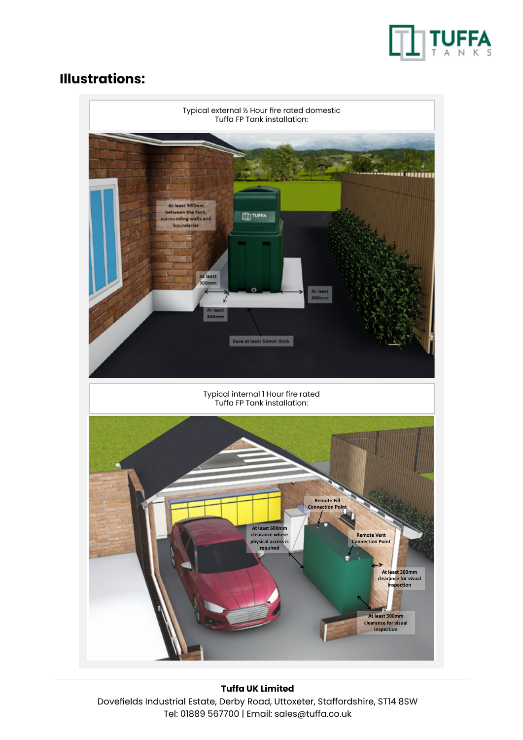## Illustrations:

Typical external ½ Hour fire rated domestic
Tuffa FP Tank installation:

At least 300mm between the tank, surrounding walls and boundaries

At least 300mm

At least 300mm

At least 300mm

Base at least 50mm thick

Typical internal 1 Hour fire rated
Tuffa FP Tank installation:

Remote Fill Connection Point

At least 600mm clearance where physical access is required

Remote Vent Connection Point

At least 300mm clearance for visual inspection

At least 300mm clearance for visual inspection

**Tuffa UK Limited**
Dovefields Industrial Estate, Derby Road, Uttoxeter, Staffordshire, ST14 8SW
Tel: 01889 567700 | Email: sales@tuffa.co.uk